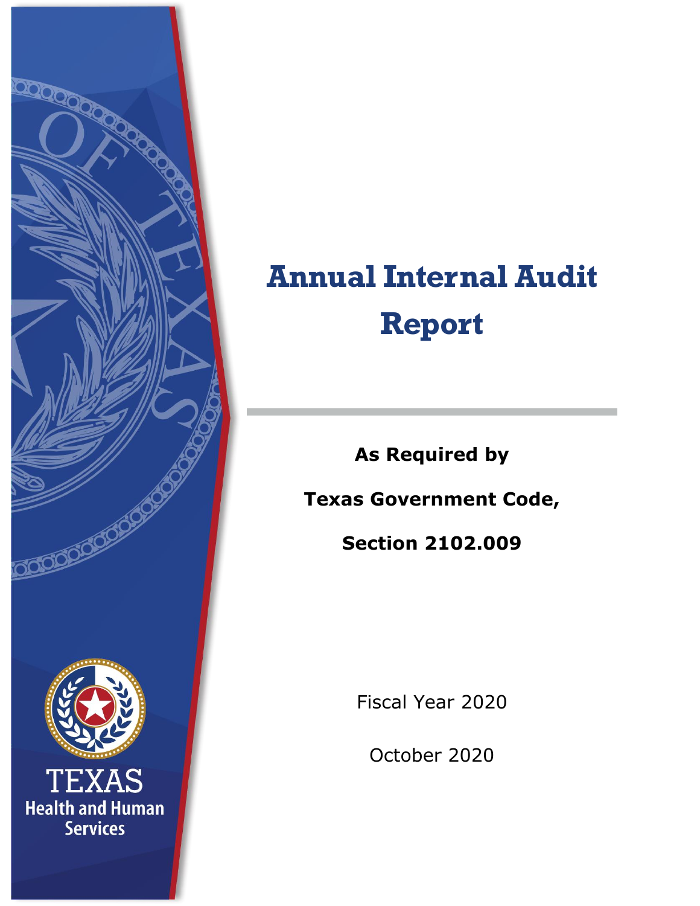# Annual Internal Audit Report

**As Required by**

**Texas Government Code,**

**Section 2102.009**

Fiscal Year 2020

October 2020

TEXAS
Health and Human Services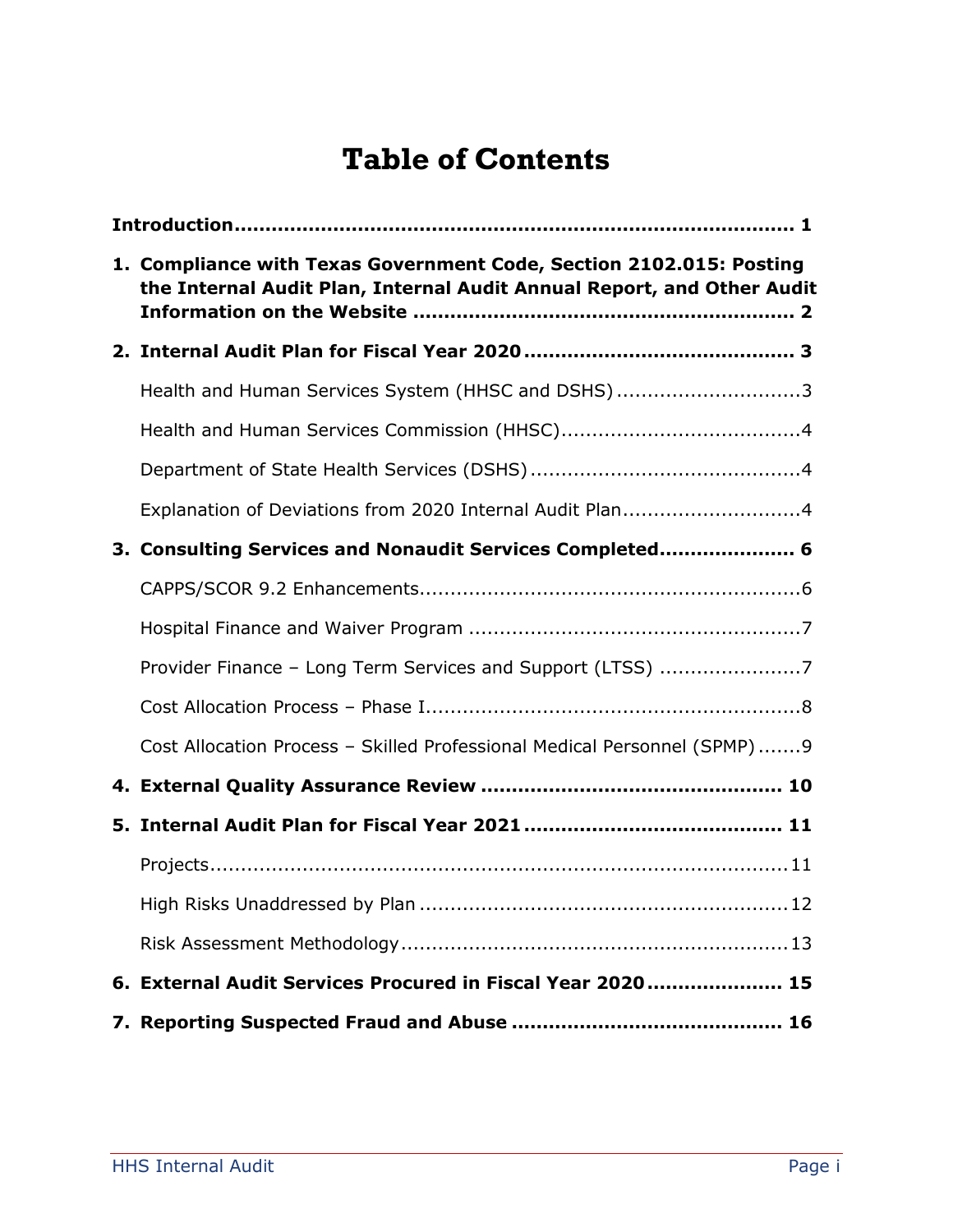# Table of Contents

**Introduction** .......... **1**

**1. Compliance with Texas Government Code, Section 2102.015: Posting the Internal Audit Plan, Internal Audit Annual Report, and Other Audit Information on the Website** .......... **2**

**2. Internal Audit Plan for Fiscal Year 2020** .......... **3**

- Health and Human Services System (HHSC and DSHS) .......... 3
- Health and Human Services Commission (HHSC) .......... 4
- Department of State Health Services (DSHS) .......... 4
- Explanation of Deviations from 2020 Internal Audit Plan .......... 4

**3. Consulting Services and Nonaudit Services Completed** .......... **6**

- CAPPS/SCOR 9.2 Enhancements .......... 6
- Hospital Finance and Waiver Program .......... 7
- Provider Finance – Long Term Services and Support (LTSS) .......... 7
- Cost Allocation Process – Phase I .......... 8
- Cost Allocation Process – Skilled Professional Medical Personnel (SPMP) .......... 9

**4. External Quality Assurance Review** .......... **10**

**5. Internal Audit Plan for Fiscal Year 2021** .......... **11**

- Projects .......... 11
- High Risks Unaddressed by Plan .......... 12
- Risk Assessment Methodology .......... 13

**6. External Audit Services Procured in Fiscal Year 2020** .......... **15**

**7. Reporting Suspected Fraud and Abuse** .......... **16**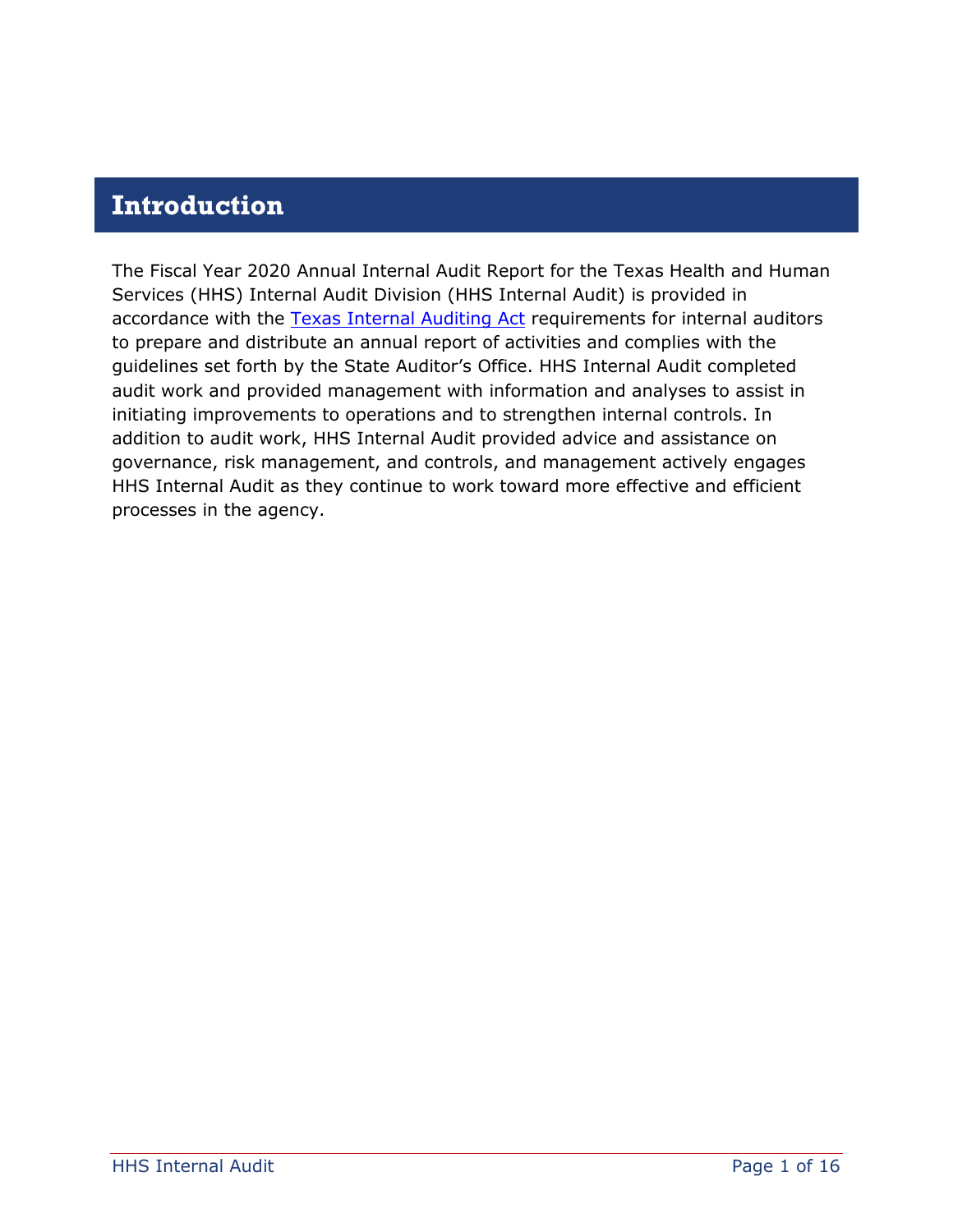# Introduction

The Fiscal Year 2020 Annual Internal Audit Report for the Texas Health and Human Services (HHS) Internal Audit Division (HHS Internal Audit) is provided in accordance with the Texas Internal Auditing Act requirements for internal auditors to prepare and distribute an annual report of activities and complies with the guidelines set forth by the State Auditor's Office. HHS Internal Audit completed audit work and provided management with information and analyses to assist in initiating improvements to operations and to strengthen internal controls. In addition to audit work, HHS Internal Audit provided advice and assistance on governance, risk management, and controls, and management actively engages HHS Internal Audit as they continue to work toward more effective and efficient processes in the agency.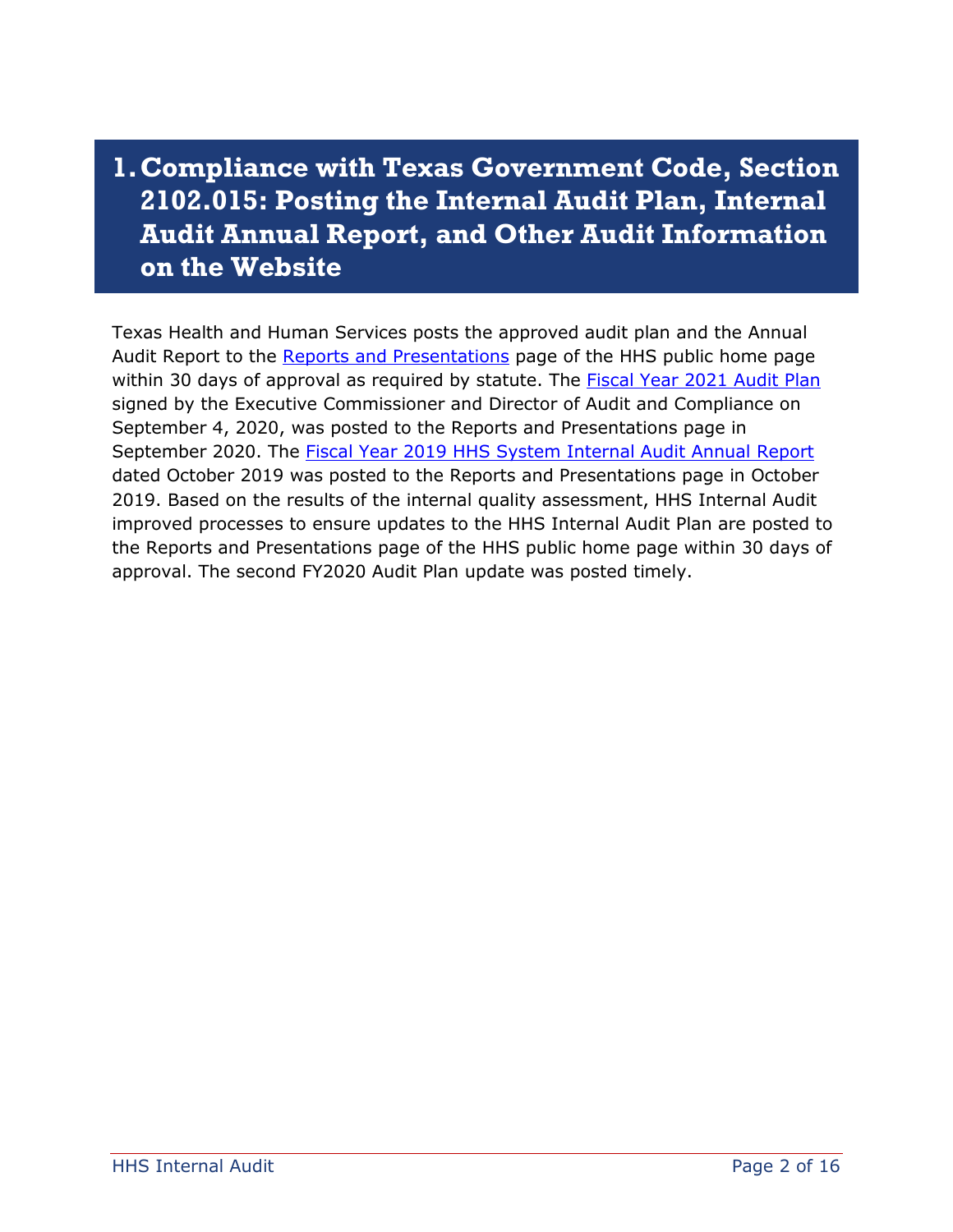# 1. Compliance with Texas Government Code, Section 2102.015: Posting the Internal Audit Plan, Internal Audit Annual Report, and Other Audit Information on the Website

Texas Health and Human Services posts the approved audit plan and the Annual Audit Report to the Reports and Presentations page of the HHS public home page within 30 days of approval as required by statute. The Fiscal Year 2021 Audit Plan signed by the Executive Commissioner and Director of Audit and Compliance on September 4, 2020, was posted to the Reports and Presentations page in September 2020. The Fiscal Year 2019 HHS System Internal Audit Annual Report dated October 2019 was posted to the Reports and Presentations page in October 2019. Based on the results of the internal quality assessment, HHS Internal Audit improved processes to ensure updates to the HHS Internal Audit Plan are posted to the Reports and Presentations page of the HHS public home page within 30 days of approval. The second FY2020 Audit Plan update was posted timely.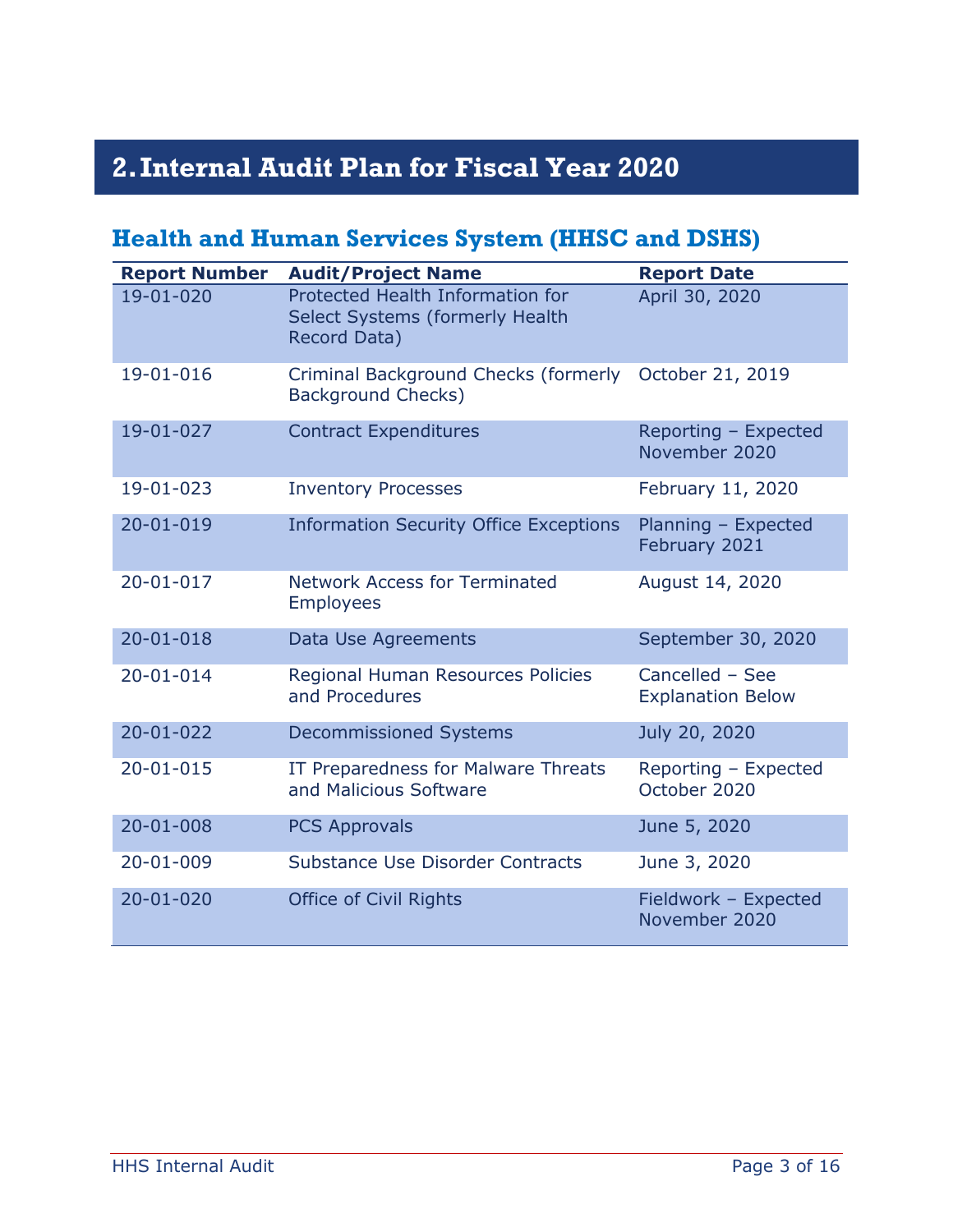# 2. Internal Audit Plan for Fiscal Year 2020

## Health and Human Services System (HHSC and DSHS)

| Report Number | Audit/Project Name | Report Date |
|---|---|---|
| 19-01-020 | Protected Health Information for Select Systems (formerly Health Record Data) | April 30, 2020 |
| 19-01-016 | Criminal Background Checks (formerly Background Checks) | October 21, 2019 |
| 19-01-027 | Contract Expenditures | Reporting – Expected November 2020 |
| 19-01-023 | Inventory Processes | February 11, 2020 |
| 20-01-019 | Information Security Office Exceptions | Planning – Expected February 2021 |
| 20-01-017 | Network Access for Terminated Employees | August 14, 2020 |
| 20-01-018 | Data Use Agreements | September 30, 2020 |
| 20-01-014 | Regional Human Resources Policies and Procedures | Cancelled – See Explanation Below |
| 20-01-022 | Decommissioned Systems | July 20, 2020 |
| 20-01-015 | IT Preparedness for Malware Threats and Malicious Software | Reporting – Expected October 2020 |
| 20-01-008 | PCS Approvals | June 5, 2020 |
| 20-01-009 | Substance Use Disorder Contracts | June 3, 2020 |
| 20-01-020 | Office of Civil Rights | Fieldwork – Expected November 2020 |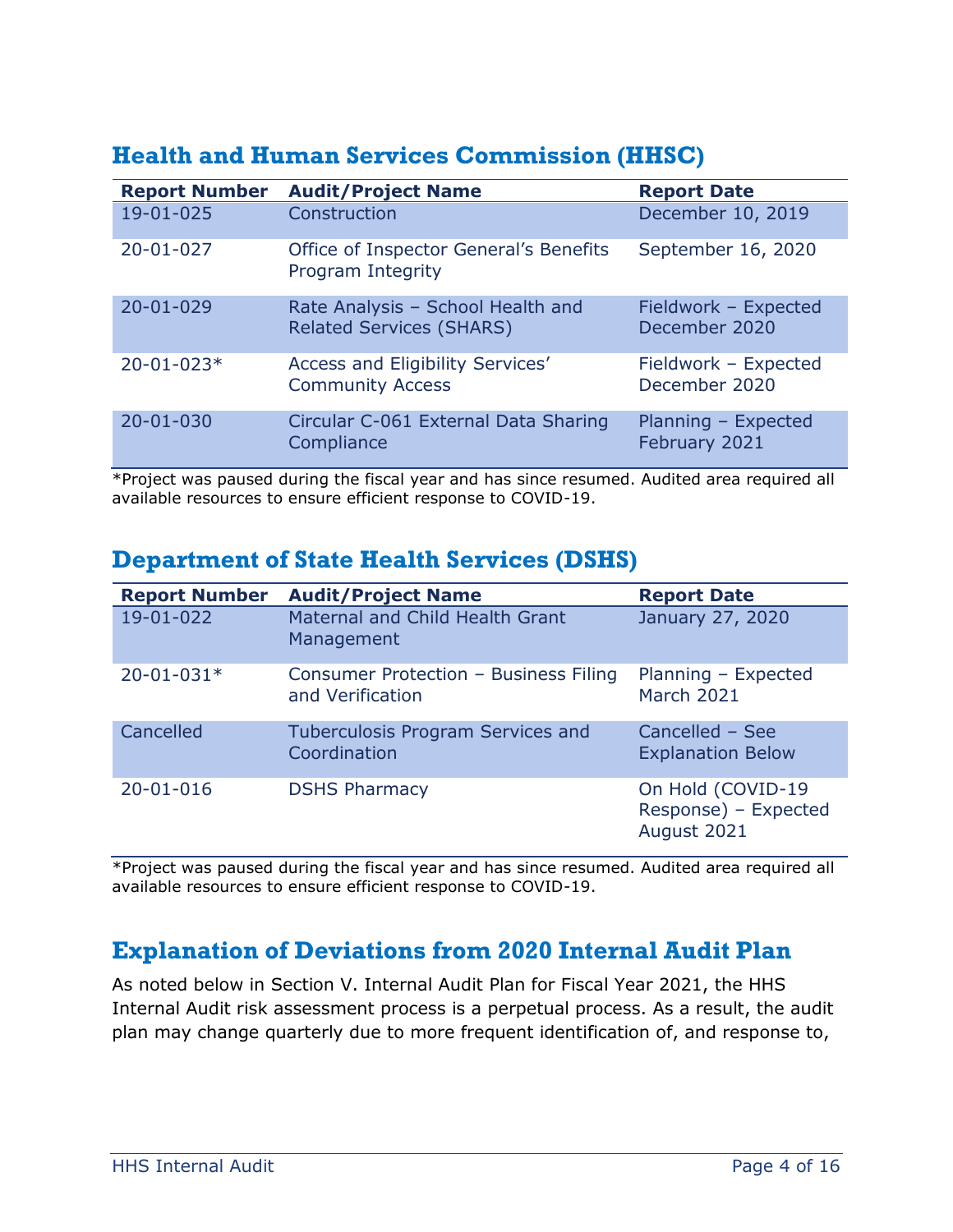## Health and Human Services Commission (HHSC)

| Report Number | Audit/Project Name | Report Date |
| --- | --- | --- |
| 19-01-025 | Construction | December 10, 2019 |
| 20-01-027 | Office of Inspector General's Benefits Program Integrity | September 16, 2020 |
| 20-01-029 | Rate Analysis – School Health and Related Services (SHARS) | Fieldwork – Expected December 2020 |
| 20-01-023* | Access and Eligibility Services' Community Access | Fieldwork – Expected December 2020 |
| 20-01-030 | Circular C-061 External Data Sharing Compliance | Planning – Expected February 2021 |

*Project was paused during the fiscal year and has since resumed. Audited area required all available resources to ensure efficient response to COVID-19.

## Department of State Health Services (DSHS)

| Report Number | Audit/Project Name | Report Date |
| --- | --- | --- |
| 19-01-022 | Maternal and Child Health Grant Management | January 27, 2020 |
| 20-01-031* | Consumer Protection – Business Filing and Verification | Planning – Expected March 2021 |
| Cancelled | Tuberculosis Program Services and Coordination | Cancelled – See Explanation Below |
| 20-01-016 | DSHS Pharmacy | On Hold (COVID-19 Response) – Expected August 2021 |

*Project was paused during the fiscal year and has since resumed. Audited area required all available resources to ensure efficient response to COVID-19.

## Explanation of Deviations from 2020 Internal Audit Plan

As noted below in Section V. Internal Audit Plan for Fiscal Year 2021, the HHS Internal Audit risk assessment process is a perpetual process. As a result, the audit plan may change quarterly due to more frequent identification of, and response to,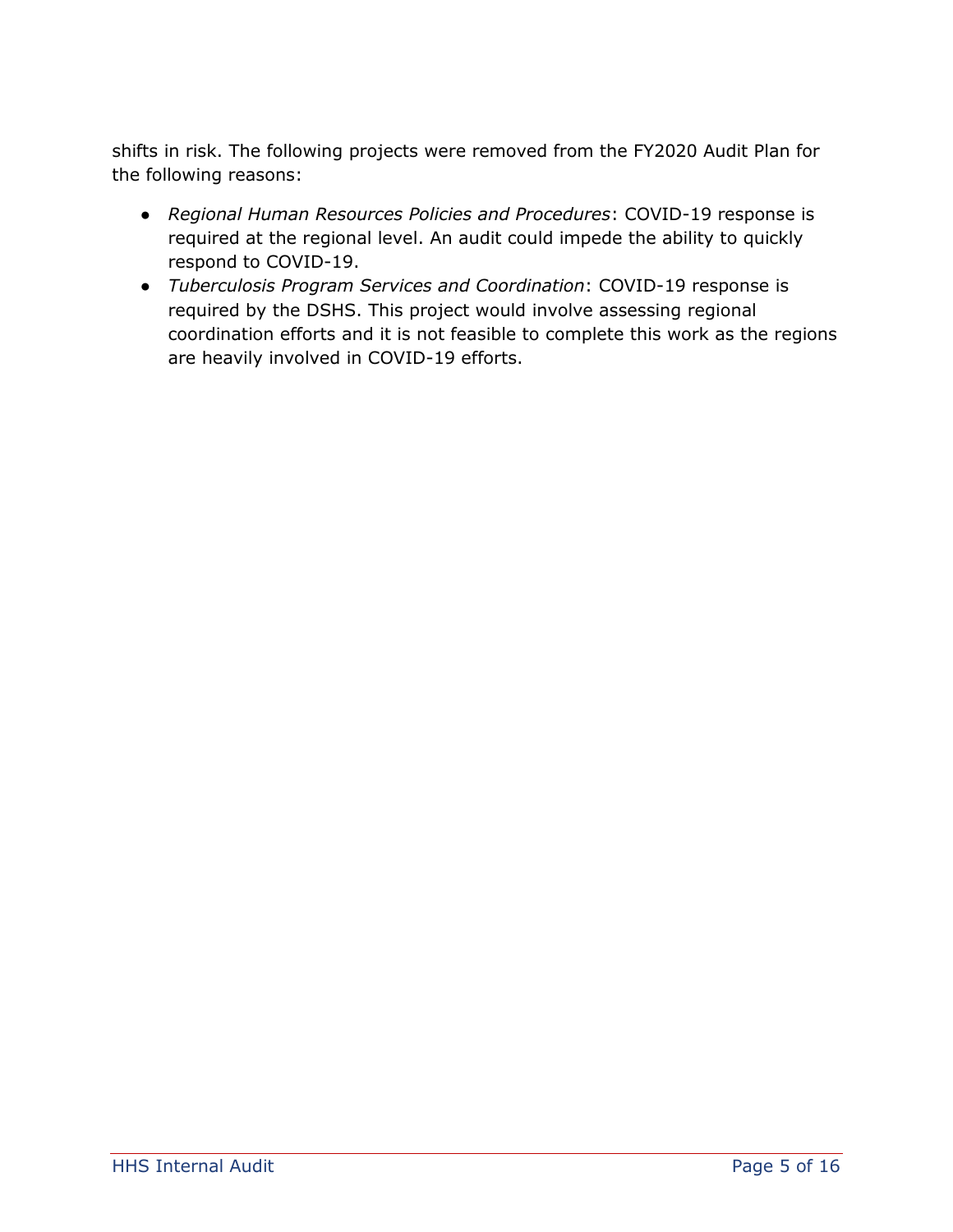shifts in risk. The following projects were removed from the FY2020 Audit Plan for the following reasons:

- *Regional Human Resources Policies and Procedures*: COVID-19 response is required at the regional level. An audit could impede the ability to quickly respond to COVID-19.
- *Tuberculosis Program Services and Coordination*: COVID-19 response is required by the DSHS. This project would involve assessing regional coordination efforts and it is not feasible to complete this work as the regions are heavily involved in COVID-19 efforts.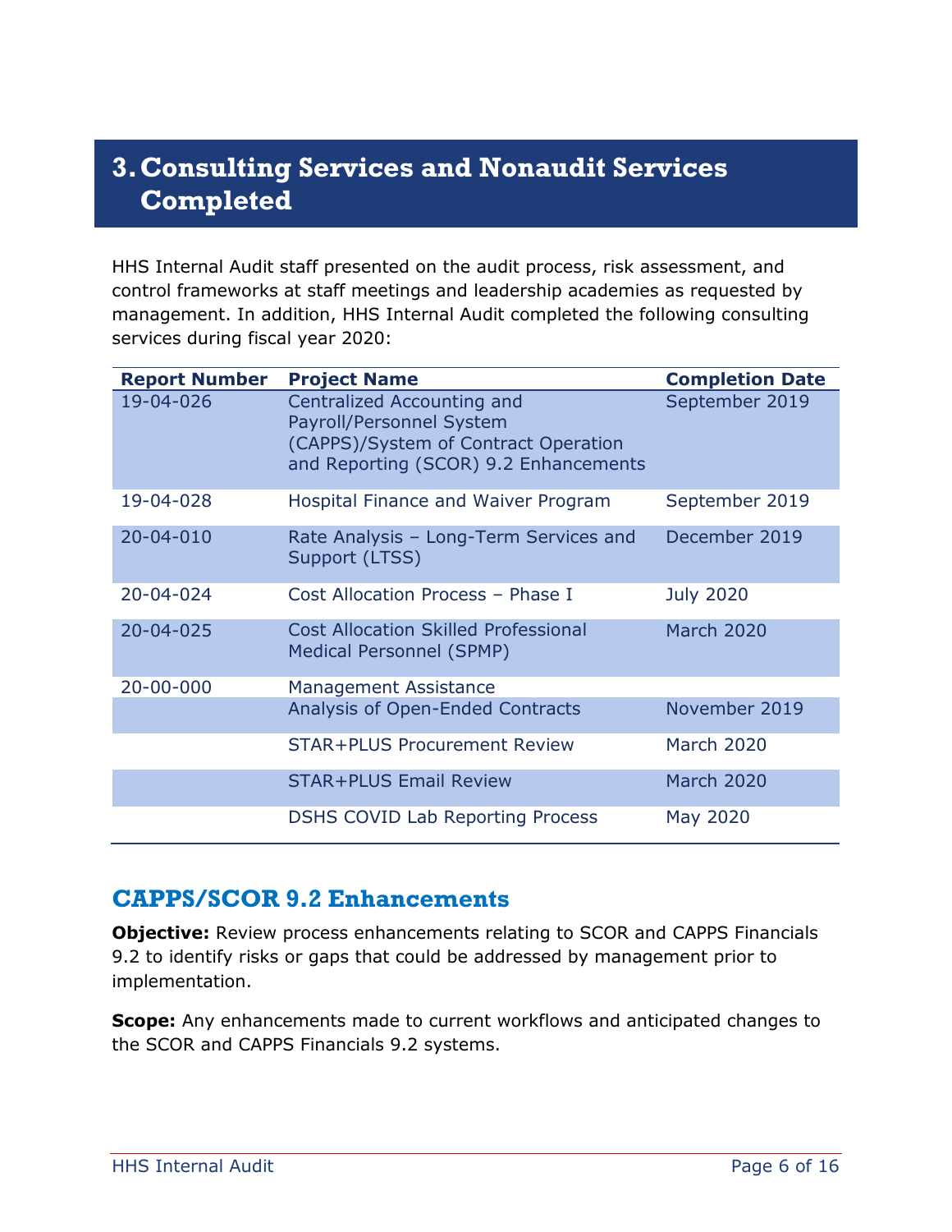# 3. Consulting Services and Nonaudit Services Completed

HHS Internal Audit staff presented on the audit process, risk assessment, and control frameworks at staff meetings and leadership academies as requested by management. In addition, HHS Internal Audit completed the following consulting services during fiscal year 2020:

| Report Number | Project Name | Completion Date |
|---|---|---|
| 19-04-026 | Centralized Accounting and Payroll/Personnel System (CAPPS)/System of Contract Operation and Reporting (SCOR) 9.2 Enhancements | September 2019 |
| 19-04-028 | Hospital Finance and Waiver Program | September 2019 |
| 20-04-010 | Rate Analysis – Long-Term Services and Support (LTSS) | December 2019 |
| 20-04-024 | Cost Allocation Process – Phase I | July 2020 |
| 20-04-025 | Cost Allocation Skilled Professional Medical Personnel (SPMP) | March 2020 |
| 20-00-000 | Management Assistance | |
| | Analysis of Open-Ended Contracts | November 2019 |
| | STAR+PLUS Procurement Review | March 2020 |
| | STAR+PLUS Email Review | March 2020 |
| | DSHS COVID Lab Reporting Process | May 2020 |

## CAPPS/SCOR 9.2 Enhancements

**Objective:** Review process enhancements relating to SCOR and CAPPS Financials 9.2 to identify risks or gaps that could be addressed by management prior to implementation.

**Scope:** Any enhancements made to current workflows and anticipated changes to the SCOR and CAPPS Financials 9.2 systems.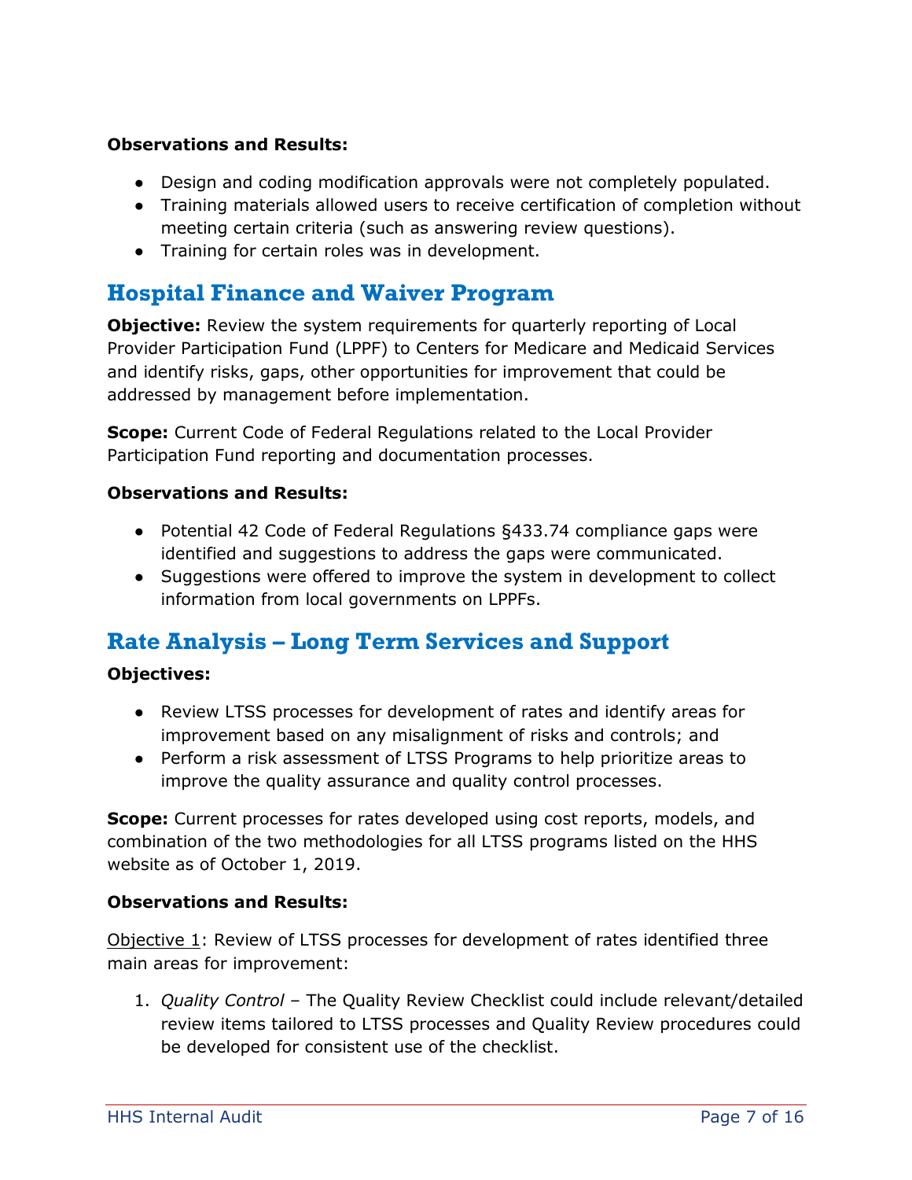**Observations and Results:**

- Design and coding modification approvals were not completely populated.
- Training materials allowed users to receive certification of completion without meeting certain criteria (such as answering review questions).
- Training for certain roles was in development.

## Hospital Finance and Waiver Program

**Objective:** Review the system requirements for quarterly reporting of Local Provider Participation Fund (LPPF) to Centers for Medicare and Medicaid Services and identify risks, gaps, other opportunities for improvement that could be addressed by management before implementation.

**Scope:** Current Code of Federal Regulations related to the Local Provider Participation Fund reporting and documentation processes.

**Observations and Results:**

- Potential 42 Code of Federal Regulations §433.74 compliance gaps were identified and suggestions to address the gaps were communicated.
- Suggestions were offered to improve the system in development to collect information from local governments on LPPFs.

## Rate Analysis – Long Term Services and Support

**Objectives:**

- Review LTSS processes for development of rates and identify areas for improvement based on any misalignment of risks and controls; and
- Perform a risk assessment of LTSS Programs to help prioritize areas to improve the quality assurance and quality control processes.

**Scope:** Current processes for rates developed using cost reports, models, and combination of the two methodologies for all LTSS programs listed on the HHS website as of October 1, 2019.

**Observations and Results:**

Objective 1: Review of LTSS processes for development of rates identified three main areas for improvement:

1. *Quality Control* – The Quality Review Checklist could include relevant/detailed review items tailored to LTSS processes and Quality Review procedures could be developed for consistent use of the checklist.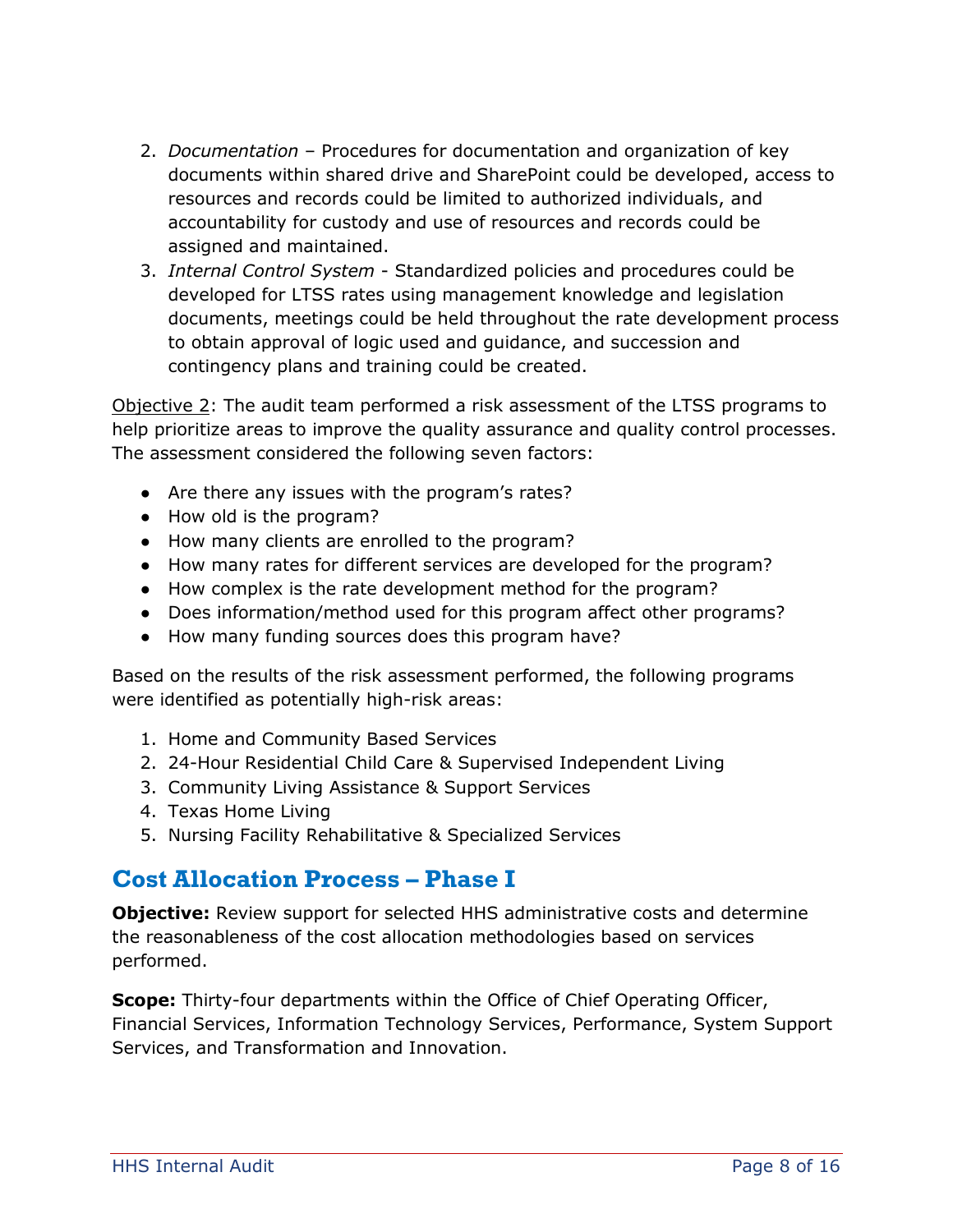2. *Documentation* – Procedures for documentation and organization of key documents within shared drive and SharePoint could be developed, access to resources and records could be limited to authorized individuals, and accountability for custody and use of resources and records could be assigned and maintained.
3. *Internal Control System* - Standardized policies and procedures could be developed for LTSS rates using management knowledge and legislation documents, meetings could be held throughout the rate development process to obtain approval of logic used and guidance, and succession and contingency plans and training could be created.

<u>Objective 2</u>: The audit team performed a risk assessment of the LTSS programs to help prioritize areas to improve the quality assurance and quality control processes. The assessment considered the following seven factors:

- Are there any issues with the program's rates?
- How old is the program?
- How many clients are enrolled to the program?
- How many rates for different services are developed for the program?
- How complex is the rate development method for the program?
- Does information/method used for this program affect other programs?
- How many funding sources does this program have?

Based on the results of the risk assessment performed, the following programs were identified as potentially high-risk areas:

1. Home and Community Based Services
2. 24-Hour Residential Child Care & Supervised Independent Living
3. Community Living Assistance & Support Services
4. Texas Home Living
5. Nursing Facility Rehabilitative & Specialized Services

## Cost Allocation Process – Phase I

**Objective:** Review support for selected HHS administrative costs and determine the reasonableness of the cost allocation methodologies based on services performed.

**Scope:** Thirty-four departments within the Office of Chief Operating Officer, Financial Services, Information Technology Services, Performance, System Support Services, and Transformation and Innovation.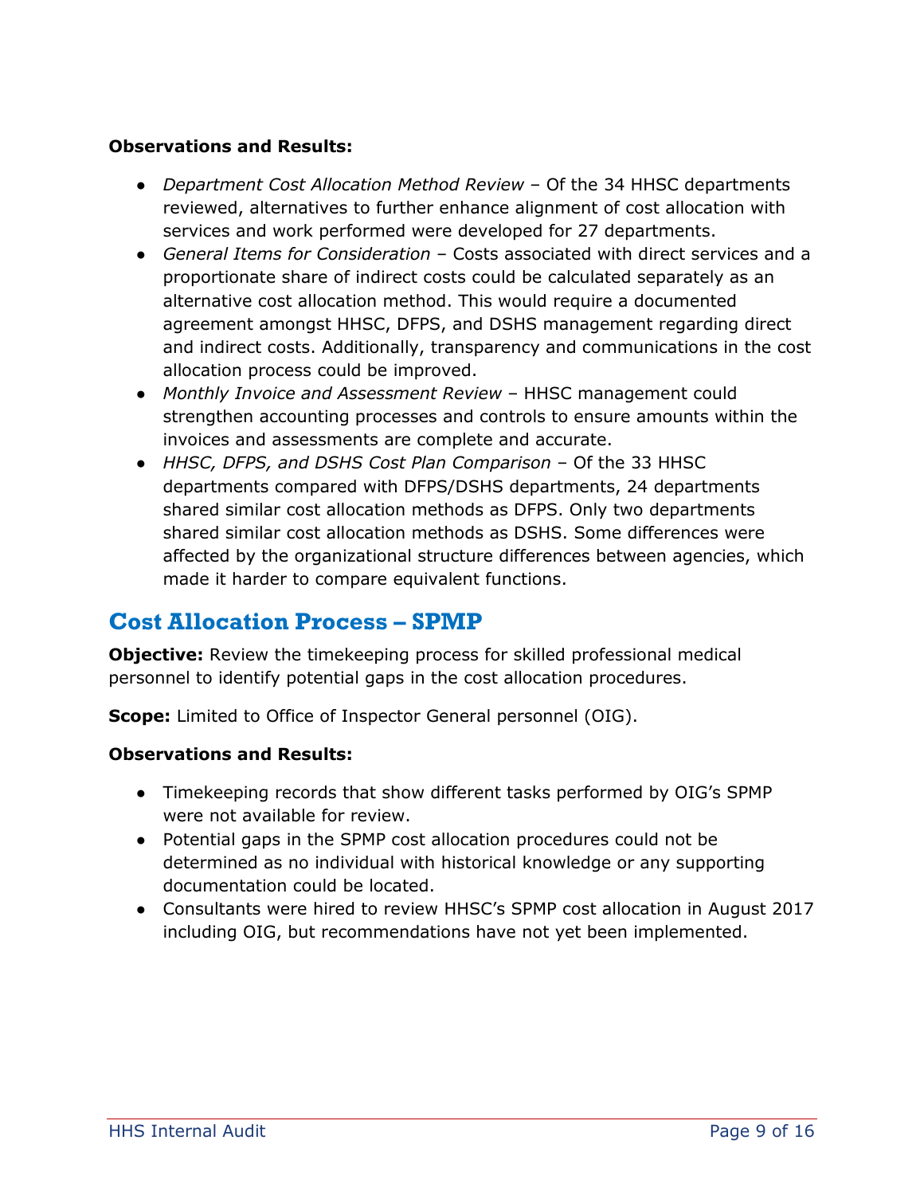**Observations and Results:**

- *Department Cost Allocation Method Review* – Of the 34 HHSC departments reviewed, alternatives to further enhance alignment of cost allocation with services and work performed were developed for 27 departments.
- *General Items for Consideration* – Costs associated with direct services and a proportionate share of indirect costs could be calculated separately as an alternative cost allocation method. This would require a documented agreement amongst HHSC, DFPS, and DSHS management regarding direct and indirect costs. Additionally, transparency and communications in the cost allocation process could be improved.
- *Monthly Invoice and Assessment Review* – HHSC management could strengthen accounting processes and controls to ensure amounts within the invoices and assessments are complete and accurate.
- *HHSC, DFPS, and DSHS Cost Plan Comparison* – Of the 33 HHSC departments compared with DFPS/DSHS departments, 24 departments shared similar cost allocation methods as DFPS. Only two departments shared similar cost allocation methods as DSHS. Some differences were affected by the organizational structure differences between agencies, which made it harder to compare equivalent functions.

## Cost Allocation Process – SPMP

**Objective:** Review the timekeeping process for skilled professional medical personnel to identify potential gaps in the cost allocation procedures.

**Scope:** Limited to Office of Inspector General personnel (OIG).

**Observations and Results:**

- Timekeeping records that show different tasks performed by OIG's SPMP were not available for review.
- Potential gaps in the SPMP cost allocation procedures could not be determined as no individual with historical knowledge or any supporting documentation could be located.
- Consultants were hired to review HHSC's SPMP cost allocation in August 2017 including OIG, but recommendations have not yet been implemented.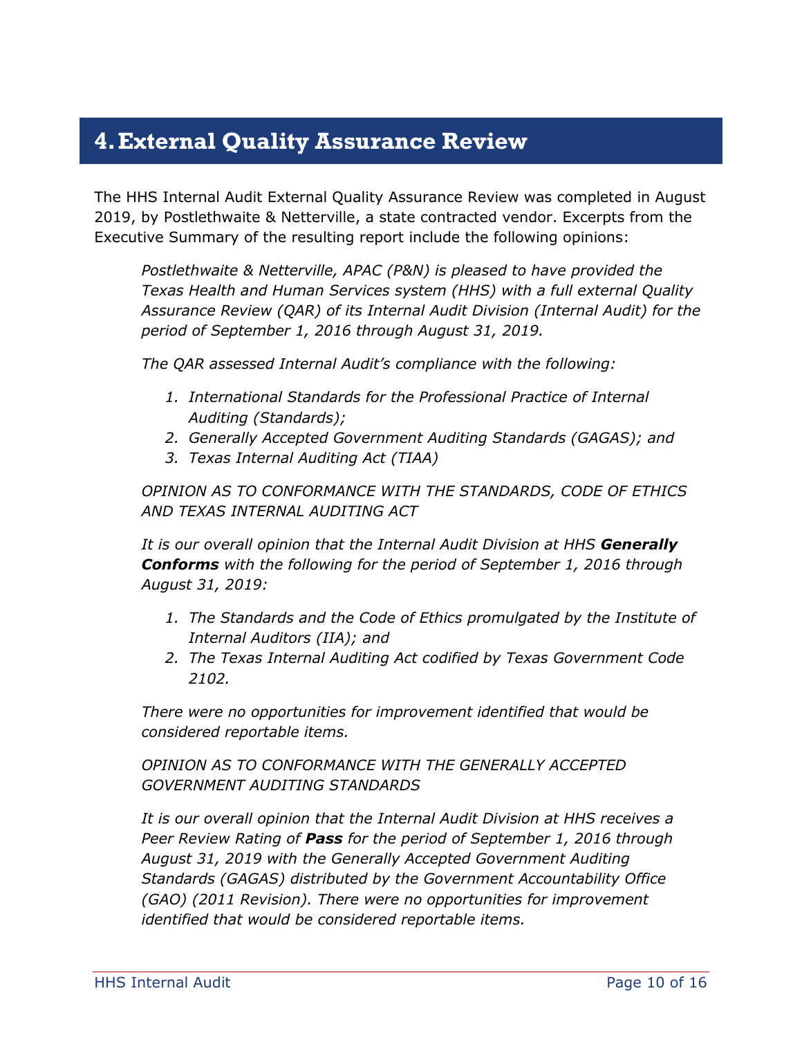# 4. External Quality Assurance Review

The HHS Internal Audit External Quality Assurance Review was completed in August 2019, by Postlethwaite & Netterville, a state contracted vendor. Excerpts from the Executive Summary of the resulting report include the following opinions:

> *Postlethwaite & Netterville, APAC (P&N) is pleased to have provided the Texas Health and Human Services system (HHS) with a full external Quality Assurance Review (QAR) of its Internal Audit Division (Internal Audit) for the period of September 1, 2016 through August 31, 2019.*
>
> *The QAR assessed Internal Audit's compliance with the following:*
>
> 1. *International Standards for the Professional Practice of Internal Auditing (Standards);*
> 2. *Generally Accepted Government Auditing Standards (GAGAS); and*
> 3. *Texas Internal Auditing Act (TIAA)*
>
> *OPINION AS TO CONFORMANCE WITH THE STANDARDS, CODE OF ETHICS AND TEXAS INTERNAL AUDITING ACT*
>
> *It is our overall opinion that the Internal Audit Division at HHS* ***Generally Conforms*** *with the following for the period of September 1, 2016 through August 31, 2019:*
>
> 1. *The Standards and the Code of Ethics promulgated by the Institute of Internal Auditors (IIA); and*
> 2. *The Texas Internal Auditing Act codified by Texas Government Code 2102.*
>
> *There were no opportunities for improvement identified that would be considered reportable items.*
>
> *OPINION AS TO CONFORMANCE WITH THE GENERALLY ACCEPTED GOVERNMENT AUDITING STANDARDS*
>
> *It is our overall opinion that the Internal Audit Division at HHS receives a Peer Review Rating of* ***Pass*** *for the period of September 1, 2016 through August 31, 2019 with the Generally Accepted Government Auditing Standards (GAGAS) distributed by the Government Accountability Office (GAO) (2011 Revision). There were no opportunities for improvement identified that would be considered reportable items.*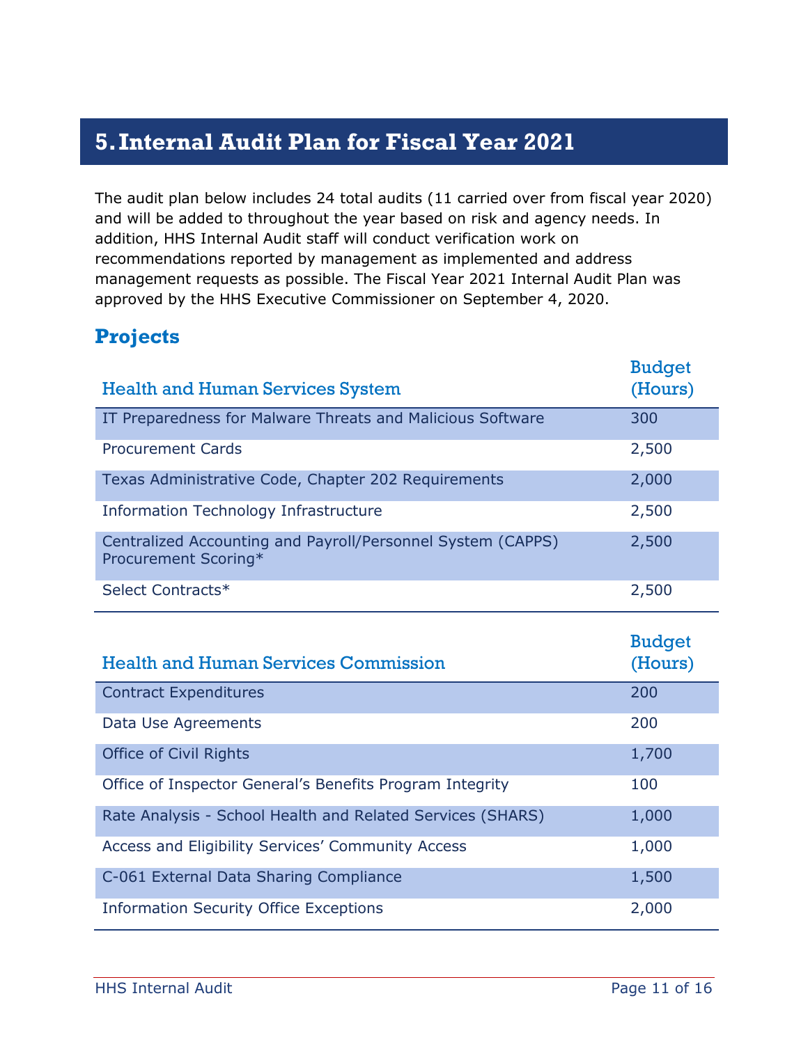## 5. Internal Audit Plan for Fiscal Year 2021

The audit plan below includes 24 total audits (11 carried over from fiscal year 2020) and will be added to throughout the year based on risk and agency needs. In addition, HHS Internal Audit staff will conduct verification work on recommendations reported by management as implemented and address management requests as possible. The Fiscal Year 2021 Internal Audit Plan was approved by the HHS Executive Commissioner on September 4, 2020.

### Projects

| Health and Human Services System | Budget (Hours) |
|---|---|
| IT Preparedness for Malware Threats and Malicious Software | 300 |
| Procurement Cards | 2,500 |
| Texas Administrative Code, Chapter 202 Requirements | 2,000 |
| Information Technology Infrastructure | 2,500 |
| Centralized Accounting and Payroll/Personnel System (CAPPS) Procurement Scoring* | 2,500 |
| Select Contracts* | 2,500 |

| Health and Human Services Commission | Budget (Hours) |
|---|---|
| Contract Expenditures | 200 |
| Data Use Agreements | 200 |
| Office of Civil Rights | 1,700 |
| Office of Inspector General's Benefits Program Integrity | 100 |
| Rate Analysis - School Health and Related Services (SHARS) | 1,000 |
| Access and Eligibility Services' Community Access | 1,000 |
| C-061 External Data Sharing Compliance | 1,500 |
| Information Security Office Exceptions | 2,000 |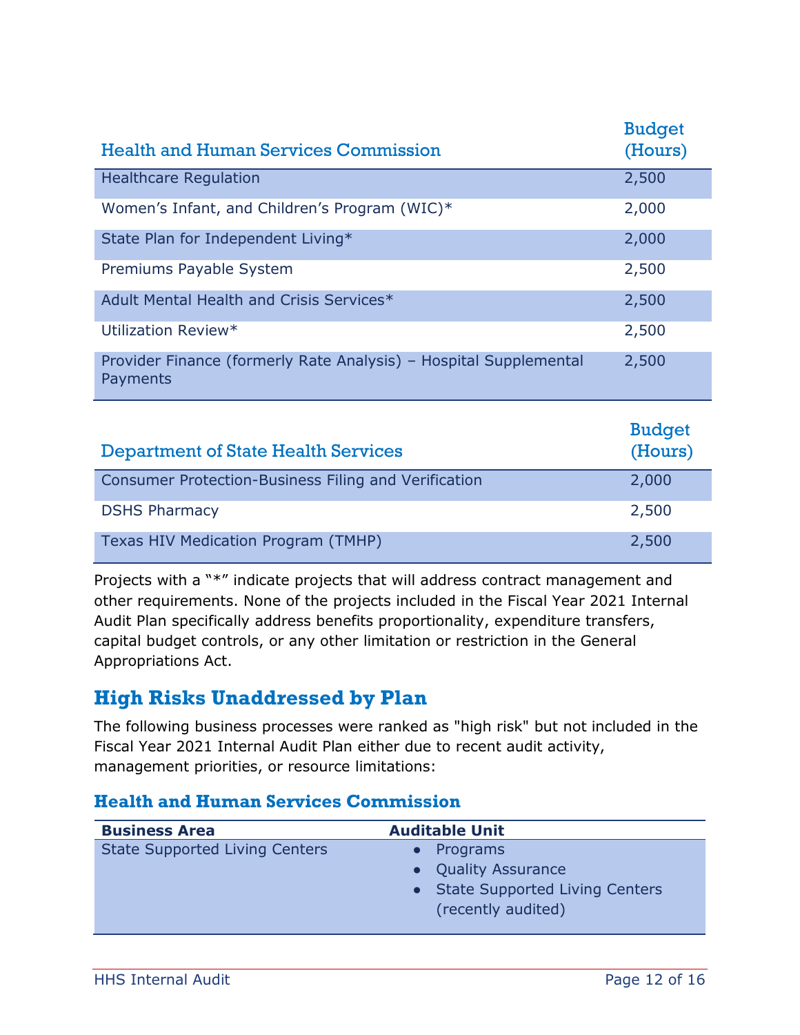| Health and Human Services Commission | Budget (Hours) |
|---|---|
| Healthcare Regulation | 2,500 |
| Women's Infant, and Children's Program (WIC)* | 2,000 |
| State Plan for Independent Living* | 2,000 |
| Premiums Payable System | 2,500 |
| Adult Mental Health and Crisis Services* | 2,500 |
| Utilization Review* | 2,500 |
| Provider Finance (formerly Rate Analysis) – Hospital Supplemental Payments | 2,500 |

| Department of State Health Services | Budget (Hours) |
|---|---|
| Consumer Protection-Business Filing and Verification | 2,000 |
| DSHS Pharmacy | 2,500 |
| Texas HIV Medication Program (TMHP) | 2,500 |

Projects with a "*" indicate projects that will address contract management and other requirements. None of the projects included in the Fiscal Year 2021 Internal Audit Plan specifically address benefits proportionality, expenditure transfers, capital budget controls, or any other limitation or restriction in the General Appropriations Act.

## High Risks Unaddressed by Plan

The following business processes were ranked as "high risk" but not included in the Fiscal Year 2021 Internal Audit Plan either due to recent audit activity, management priorities, or resource limitations:

### Health and Human Services Commission

| Business Area | Auditable Unit |
|---|---|
| State Supported Living Centers | • Programs<br>• Quality Assurance<br>• State Supported Living Centers (recently audited) |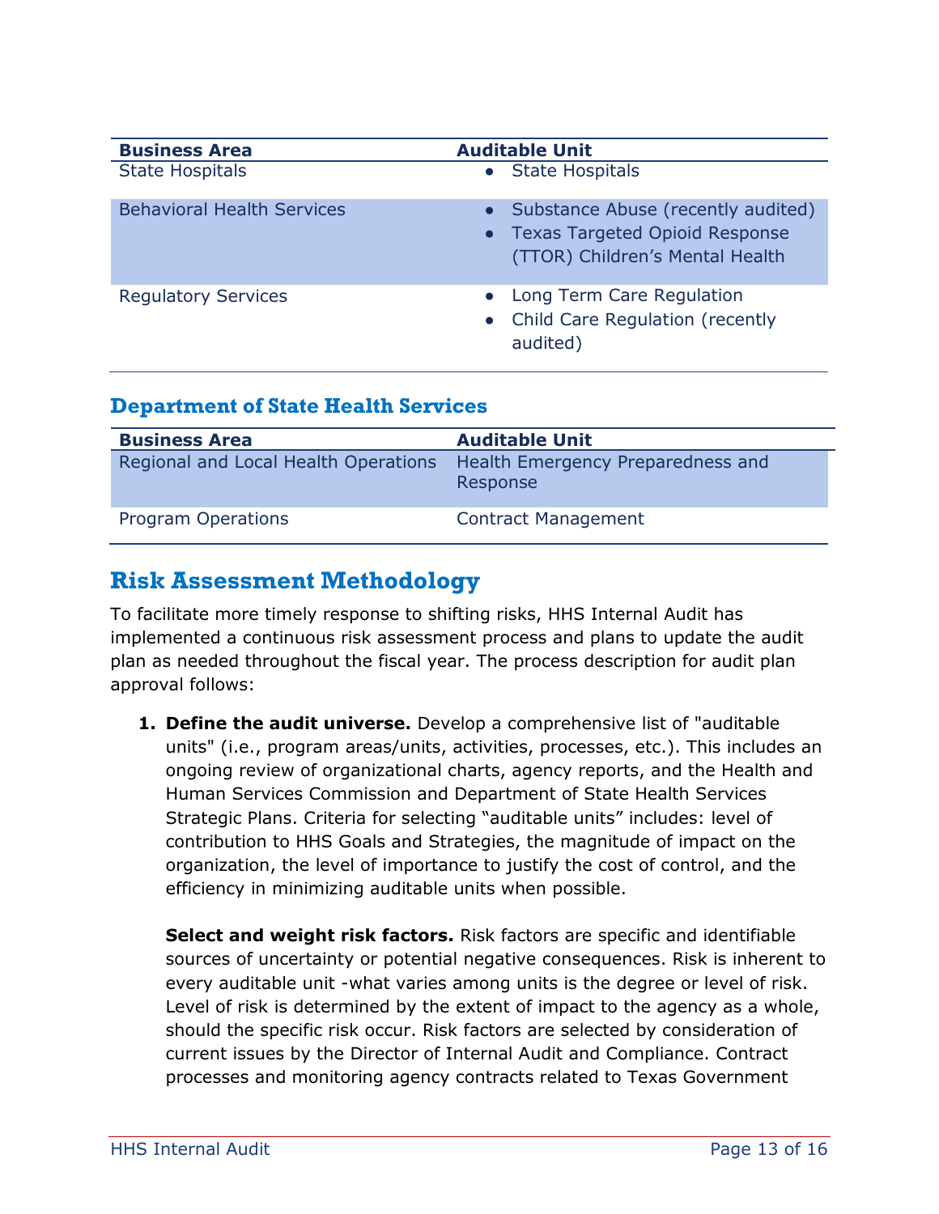| Business Area | Auditable Unit |
|---|---|
| State Hospitals | • State Hospitals |
| Behavioral Health Services | • Substance Abuse (recently audited)<br>• Texas Targeted Opioid Response (TTOR) Children's Mental Health |
| Regulatory Services | • Long Term Care Regulation<br>• Child Care Regulation (recently audited) |

### Department of State Health Services

| Business Area | Auditable Unit |
|---|---|
| Regional and Local Health Operations | Health Emergency Preparedness and Response |
| Program Operations | Contract Management |

## Risk Assessment Methodology

To facilitate more timely response to shifting risks, HHS Internal Audit has implemented a continuous risk assessment process and plans to update the audit plan as needed throughout the fiscal year. The process description for audit plan approval follows:

1. **Define the audit universe.** Develop a comprehensive list of "auditable units" (i.e., program areas/units, activities, processes, etc.). This includes an ongoing review of organizational charts, agency reports, and the Health and Human Services Commission and Department of State Health Services Strategic Plans. Criteria for selecting "auditable units" includes: level of contribution to HHS Goals and Strategies, the magnitude of impact on the organization, the level of importance to justify the cost of control, and the efficiency in minimizing auditable units when possible.

   **Select and weight risk factors.** Risk factors are specific and identifiable sources of uncertainty or potential negative consequences. Risk is inherent to every auditable unit -what varies among units is the degree or level of risk. Level of risk is determined by the extent of impact to the agency as a whole, should the specific risk occur. Risk factors are selected by consideration of current issues by the Director of Internal Audit and Compliance. Contract processes and monitoring agency contracts related to Texas Government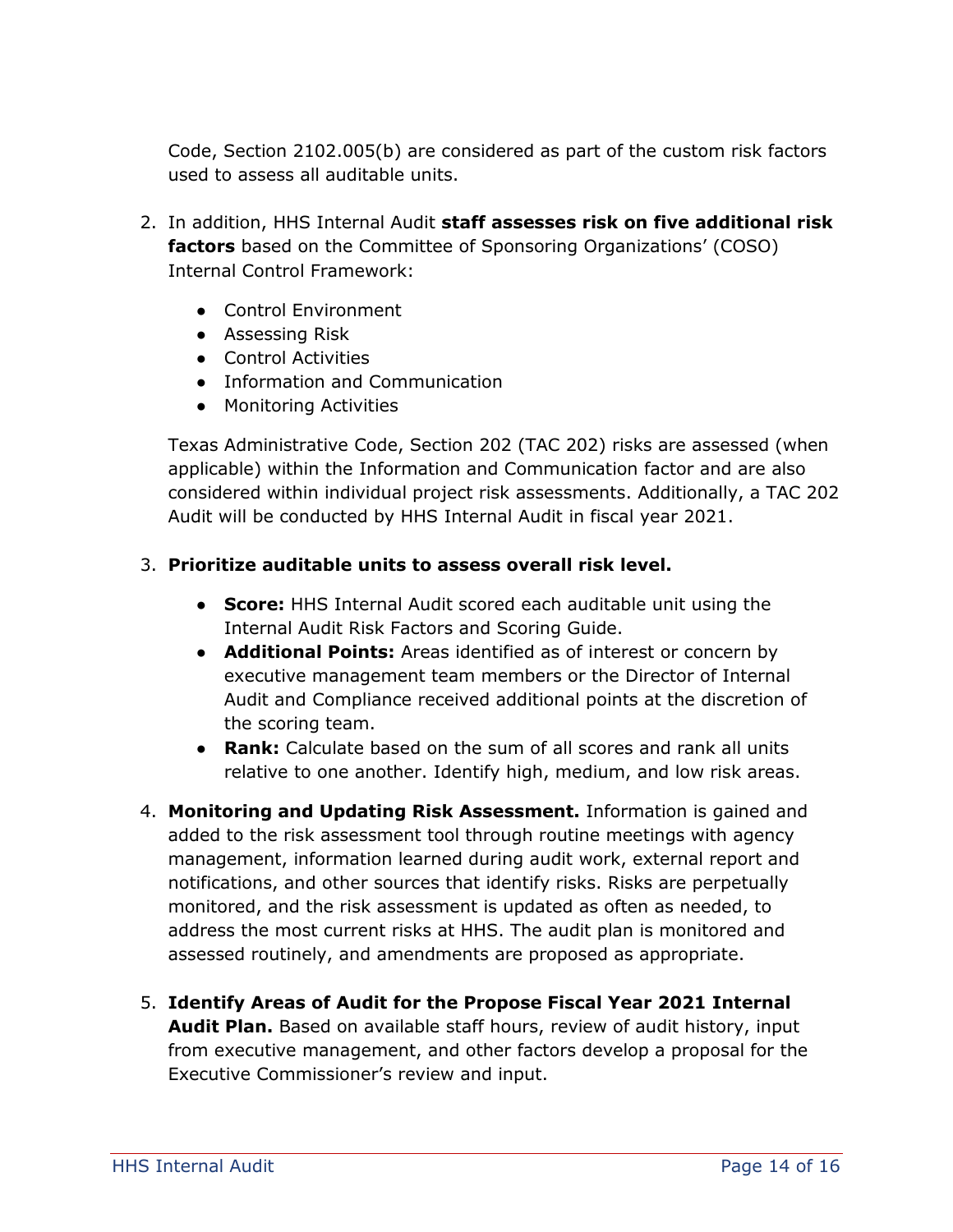Code, Section 2102.005(b) are considered as part of the custom risk factors used to assess all auditable units.

2. In addition, HHS Internal Audit **staff assesses risk on five additional risk factors** based on the Committee of Sponsoring Organizations' (COSO) Internal Control Framework:

   - Control Environment
   - Assessing Risk
   - Control Activities
   - Information and Communication
   - Monitoring Activities

   Texas Administrative Code, Section 202 (TAC 202) risks are assessed (when applicable) within the Information and Communication factor and are also considered within individual project risk assessments. Additionally, a TAC 202 Audit will be conducted by HHS Internal Audit in fiscal year 2021.

3. **Prioritize auditable units to assess overall risk level.**

   - **Score:** HHS Internal Audit scored each auditable unit using the Internal Audit Risk Factors and Scoring Guide.
   - **Additional Points:** Areas identified as of interest or concern by executive management team members or the Director of Internal Audit and Compliance received additional points at the discretion of the scoring team.
   - **Rank:** Calculate based on the sum of all scores and rank all units relative to one another. Identify high, medium, and low risk areas.

4. **Monitoring and Updating Risk Assessment.** Information is gained and added to the risk assessment tool through routine meetings with agency management, information learned during audit work, external report and notifications, and other sources that identify risks. Risks are perpetually monitored, and the risk assessment is updated as often as needed, to address the most current risks at HHS. The audit plan is monitored and assessed routinely, and amendments are proposed as appropriate.

5. **Identify Areas of Audit for the Propose Fiscal Year 2021 Internal Audit Plan.** Based on available staff hours, review of audit history, input from executive management, and other factors develop a proposal for the Executive Commissioner's review and input.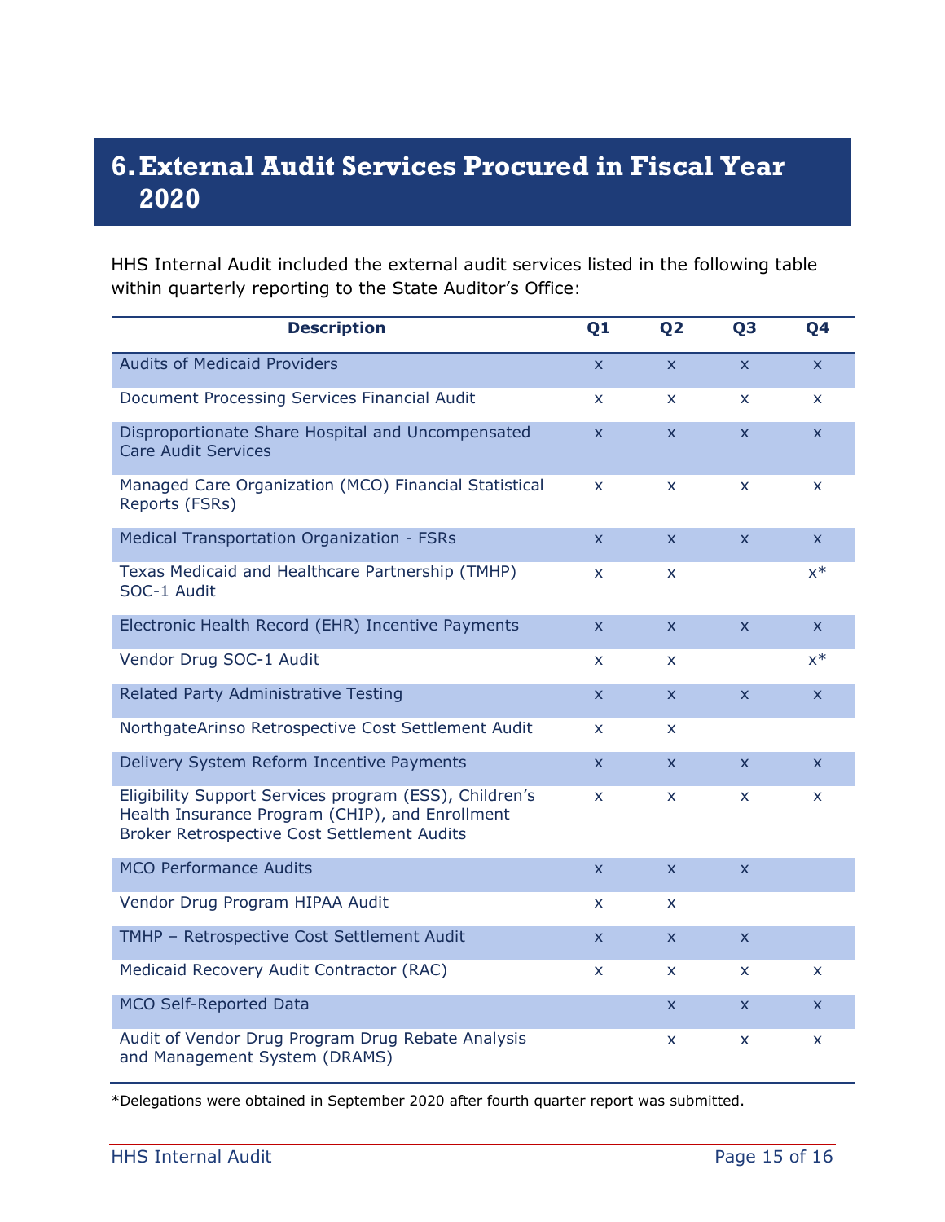# 6. External Audit Services Procured in Fiscal Year 2020

HHS Internal Audit included the external audit services listed in the following table within quarterly reporting to the State Auditor's Office:

| Description | Q1 | Q2 | Q3 | Q4 |
|---|---|---|---|---|
| Audits of Medicaid Providers | x | x | x | x |
| Document Processing Services Financial Audit | x | x | x | x |
| Disproportionate Share Hospital and Uncompensated Care Audit Services | x | x | x | x |
| Managed Care Organization (MCO) Financial Statistical Reports (FSRs) | x | x | x | x |
| Medical Transportation Organization - FSRs | x | x | x | x |
| Texas Medicaid and Healthcare Partnership (TMHP) SOC-1 Audit | x | x | | x* |
| Electronic Health Record (EHR) Incentive Payments | x | x | x | x |
| Vendor Drug SOC-1 Audit | x | x | | x* |
| Related Party Administrative Testing | x | x | x | x |
| NorthgateArinso Retrospective Cost Settlement Audit | x | x | | |
| Delivery System Reform Incentive Payments | x | x | x | x |
| Eligibility Support Services program (ESS), Children's Health Insurance Program (CHIP), and Enrollment Broker Retrospective Cost Settlement Audits | x | x | x | x |
| MCO Performance Audits | x | x | x | |
| Vendor Drug Program HIPAA Audit | x | x | | |
| TMHP – Retrospective Cost Settlement Audit | x | x | x | |
| Medicaid Recovery Audit Contractor (RAC) | x | x | x | x |
| MCO Self-Reported Data | | x | x | x |
| Audit of Vendor Drug Program Drug Rebate Analysis and Management System (DRAMS) | | x | x | x |

*Delegations were obtained in September 2020 after fourth quarter report was submitted.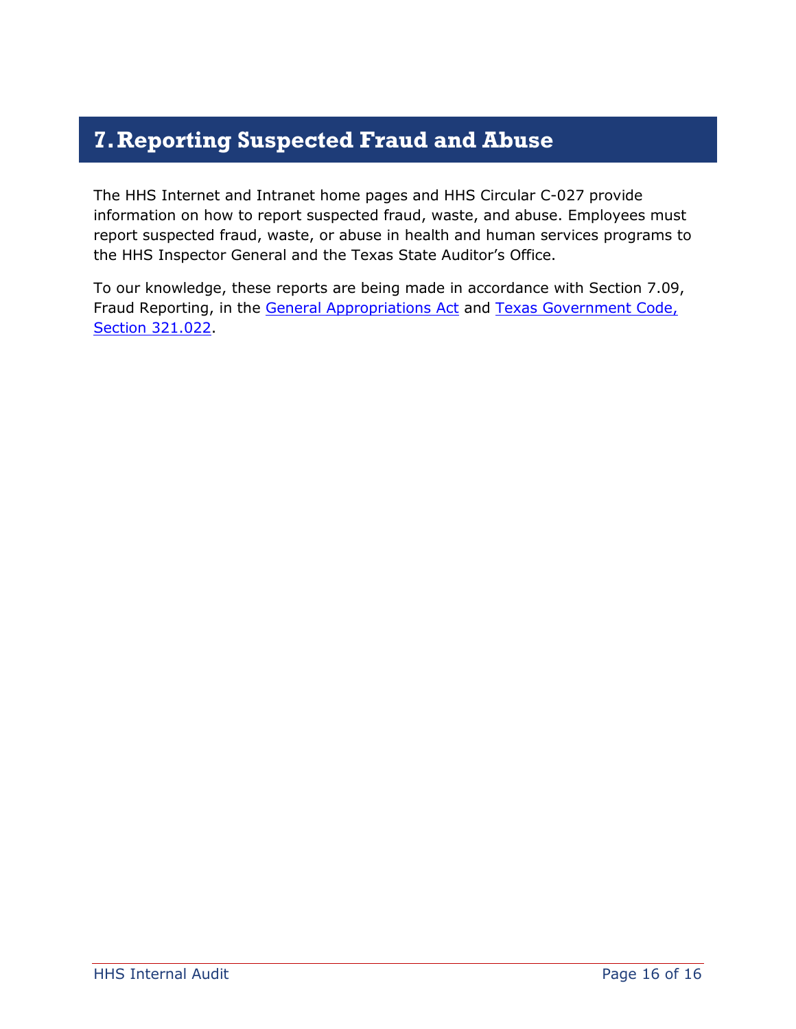# 7. Reporting Suspected Fraud and Abuse

The HHS Internet and Intranet home pages and HHS Circular C-027 provide information on how to report suspected fraud, waste, and abuse. Employees must report suspected fraud, waste, or abuse in health and human services programs to the HHS Inspector General and the Texas State Auditor's Office.

To our knowledge, these reports are being made in accordance with Section 7.09, Fraud Reporting, in the General Appropriations Act and Texas Government Code, Section 321.022.